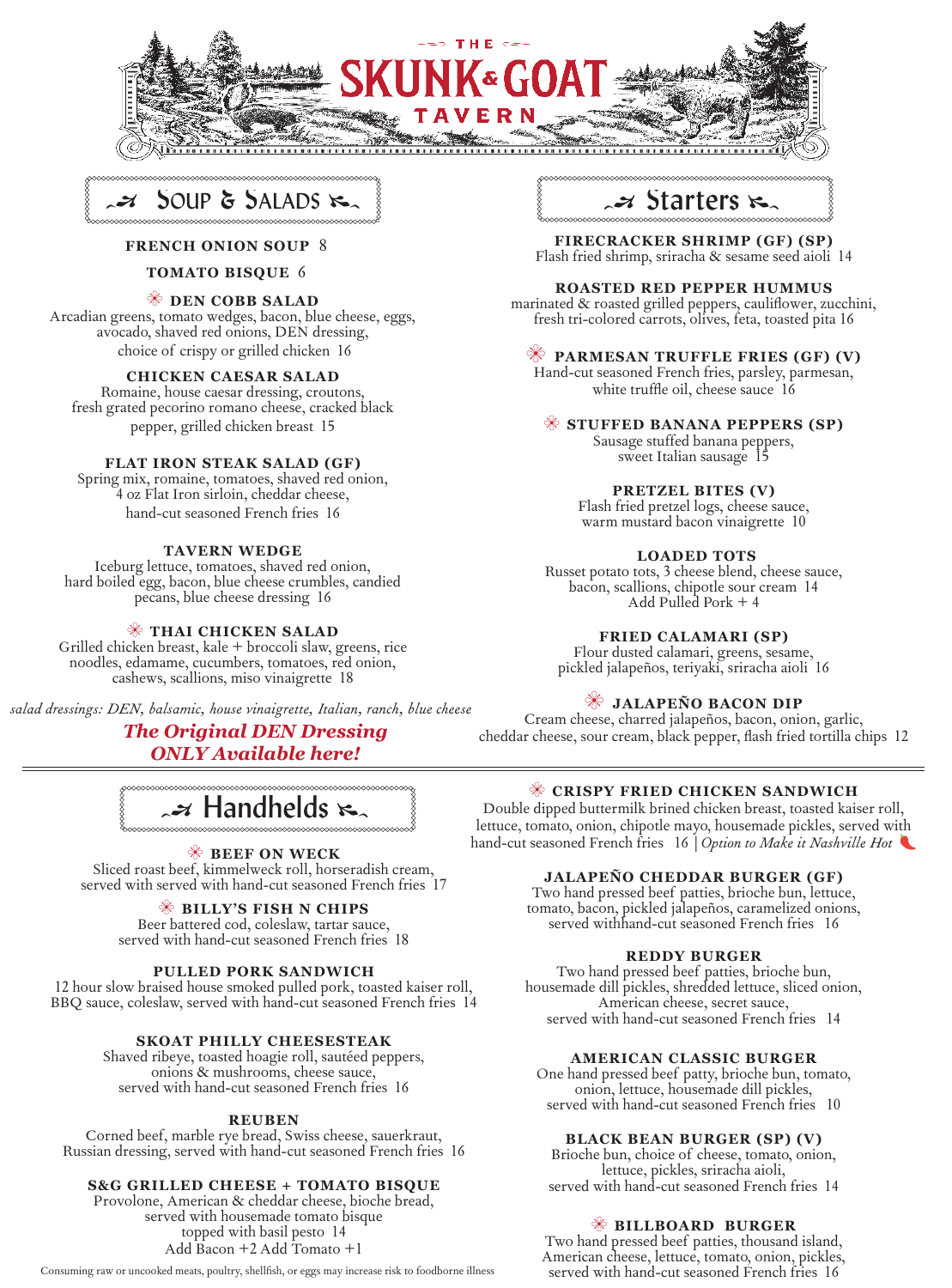# THE SKUNK & GOAT TAVERN

## Soup & Salads

**FRENCH ONION SOUP** 8

**TOMATO BISQUE** 6

❀ **DEN COBB SALAD**
Arcadian greens, tomato wedges, bacon, blue cheese, eggs, avocado, shaved red onions, DEN dressing, choice of crispy or grilled chicken 16

**CHICKEN CAESAR SALAD**
Romaine, house caesar dressing, croutons, fresh grated pecorino romano cheese, cracked black pepper, grilled chicken breast 15

**FLAT IRON STEAK SALAD (GF)**
Spring mix, romaine, tomatoes, shaved red onion, 4 oz Flat Iron sirloin, cheddar cheese, hand-cut seasoned French fries 16

**TAVERN WEDGE**
Iceburg lettuce, tomatoes, shaved red onion, hard boiled egg, bacon, blue cheese crumbles, candied pecans, blue cheese dressing 16

❀ **THAI CHICKEN SALAD**
Grilled chicken breast, kale + broccoli slaw, greens, rice noodles, edamame, cucumbers, tomatoes, red onion, cashews, scallions, miso vinaigrette 18

*salad dressings: DEN, balsamic, house vinaigrette, Italian, ranch, blue cheese*

***The Original DEN Dressing ONLY Available here!***

## Starters

**FIRECRACKER SHRIMP (GF) (SP)**
Flash fried shrimp, sriracha & sesame seed aioli 14

**ROASTED RED PEPPER HUMMUS**
marinated & roasted grilled peppers, cauliflower, zucchini, fresh tri-colored carrots, olives, feta, toasted pita 16

❀ **PARMESAN TRUFFLE FRIES (GF) (V)**
Hand-cut seasoned French fries, parsley, parmesan, white truffle oil, cheese sauce 16

❀ **STUFFED BANANA PEPPERS (SP)**
Sausage stuffed banana peppers, sweet Italian sausage 15

**PRETZEL BITES (V)**
Flash fried pretzel logs, cheese sauce, warm mustard bacon vinaigrette 10

**LOADED TOTS**
Russet potato tots, 3 cheese blend, cheese sauce, bacon, scallions, chipotle sour cream 14
Add Pulled Pork + 4

**FRIED CALAMARI (SP)**
Flour dusted calamari, greens, sesame, pickled jalapeños, teriyaki, sriracha aioli 16

❀ **JALAPEÑO BACON DIP**
Cream cheese, charred jalapeños, bacon, onion, garlic, cheddar cheese, sour cream, black pepper, flash fried tortilla chips 12

## Handhelds

❀ **BEEF ON WECK**
Sliced roast beef, kimmelweck roll, horseradish cream, served with served with hand-cut seasoned French fries 17

❀ **BILLY'S FISH N CHIPS**
Beer battered cod, coleslaw, tartar sauce, served with hand-cut seasoned French fries 18

**PULLED PORK SANDWICH**
12 hour slow braised house smoked pulled pork, toasted kaiser roll, BBQ sauce, coleslaw, served with hand-cut seasoned French fries 14

**SKOAT PHILLY CHEESESTEAK**
Shaved ribeye, toasted hoagie roll, sautéed peppers, onions & mushrooms, cheese sauce, served with hand-cut seasoned French fries 16

**REUBEN**
Corned beef, marble rye bread, Swiss cheese, sauerkraut, Russian dressing, served with hand-cut seasoned French fries 16

**S&G GRILLED CHEESE + TOMATO BISQUE**
Provolone, American & cheddar cheese, bioche bread, served with housemade tomato bisque topped with basil pesto 14
Add Bacon +2 Add Tomato +1

❀ **CRISPY FRIED CHICKEN SANDWICH**
Double dipped buttermilk brined chicken breast, toasted kaiser roll, lettuce, tomato, onion, chipotle mayo, housemade pickles, served with hand-cut seasoned French fries 16 | *Option to Make it Nashville Hot*

**JALAPEÑO CHEDDAR BURGER (GF)**
Two hand pressed beef patties, brioche bun, lettuce, tomato, bacon, pickled jalapeños, caramelized onions, served withhand-cut seasoned French fries 16

**REDDY BURGER**
Two hand pressed beef patties, brioche bun, housemade dill pickles, shredded lettuce, sliced onion, American cheese, secret sauce, served with hand-cut seasoned French fries 14

**AMERICAN CLASSIC BURGER**
One hand pressed beef patty, brioche bun, tomato, onion, lettuce, housemade dill pickles, served with hand-cut seasoned French fries 10

**BLACK BEAN BURGER (SP) (V)**
Brioche bun, choice of cheese, tomato, onion, lettuce, pickles, sriracha aioli, served with hand-cut seasoned French fries 14

❀ **BILLBOARD BURGER**
Two hand pressed beef patties, thousand island, American cheese, lettuce, tomato, onion, pickles, served with hand-cut seasoned French fries 16

Consuming raw or uncooked meats, poultry, shellfish, or eggs may increase risk to foodborne illness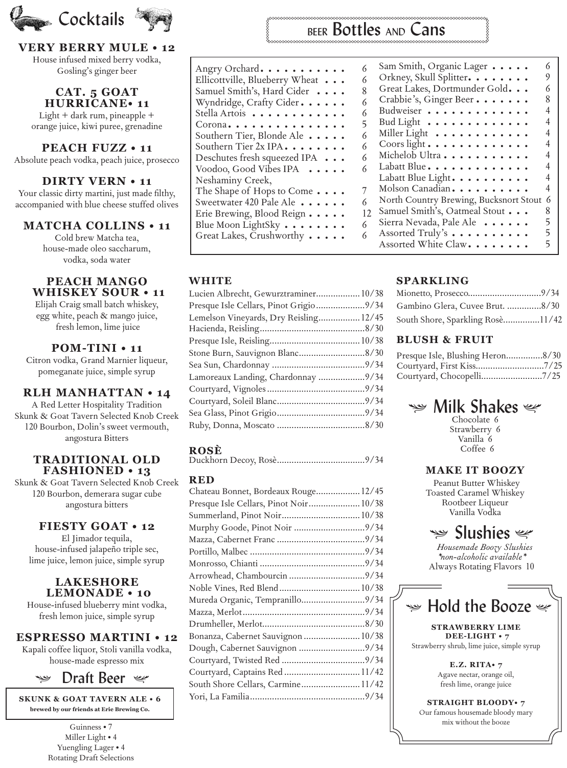## Cocktails

### VERY BERRY MULE • 12
House infused mixed berry vodka, Gosling's ginger beer

### CAT. 5 GOAT HURRICANE• 11
Light + dark rum, pineapple + orange juice, kiwi puree, grenadine

### PEACH FUZZ • 11
Absolute peach vodka, peach juice, prosecco

### DIRTY VERN • 11
Your classic dirty martini, just made filthy, accompanied with blue cheese stuffed olives

### MATCHA COLLINS • 11
Cold brew Matcha tea, house-made oleo saccharum, vodka, soda water

### PEACH MANGO WHISKEY SOUR • 11
Elijah Craig small batch whiskey, egg white, peach & mango juice, fresh lemon, lime juice

### POM-TINI • 11
Citron vodka, Grand Marnier liqueur, pomeganate juice, simple syrup

### RLH MANHATTAN • 14
A Red Letter Hospitality Tradition
Skunk & Goat Tavern Selected Knob Creek 120 Bourbon, Dolin's sweet vermouth, angostura Bitters

### TRADITIONAL OLD FASHIONED • 13
Skunk & Goat Tavern Selected Knob Creek 120 Bourbon, demerara sugar cube angostura bitters

### FIESTY GOAT • 12
El Jimador tequila, house-infused jalapeño triple sec, lime juice, lemon juice, simple syrup

### LAKESHORE LEMONADE • 10
House-infused blueberry mint vodka, fresh lemon juice, simple syrup

### ESPRESSO MARTINI • 12
Kapali coffee liquor, Stoli vanilla vodka, house-made espresso mix

## Draft Beer

**SKUNK & GOAT TAVERN ALE • 6**
**brewed by our friends at Erie Brewing Co.**

Guinness • 7
Miller Light • 4
Yuengling Lager • 4
Rotating Draft Selections

## BEER Bottles AND Cans

| | |
|---|---|
| Angry Orchard | 6 |
| Ellicottville, Blueberry Wheat | 6 |
| Samuel Smith's, Hard Cider | 8 |
| Wyndridge, Crafty Cider | 6 |
| Stella Artois | 6 |
| Corona | 5 |
| Southern Tier, Blonde Ale | 6 |
| Southern Tier 2x IPA | 6 |
| Deschutes fresh squeezed IPA | 6 |
| Voodoo, Good Vibes IPA | 6 |
| Neshaminy Creek, The Shape of Hops to Come | 7 |
| Sweetwater 420 Pale Ale | 6 |
| Erie Brewing, Blood Reign | 12 |
| Blue Moon LightSky | 6 |
| Great Lakes, Crushworthy | 6 |
| Sam Smith, Organic Lager | 6 |
| Orkney, Skull Splitter | 9 |
| Great Lakes, Dortmunder Gold | 6 |
| Crabbie's, Ginger Beer | 8 |
| Budweiser | 4 |
| Bud Light | 4 |
| Miller Light | 4 |
| Coors light | 4 |
| Michelob Ultra | 4 |
| Labatt Blue | 4 |
| Labatt Blue Light | 4 |
| Molson Canadian | 4 |
| North Country Brewing, Bucksnort Stout | 6 |
| Samuel Smith's, Oatmeal Stout | 8 |
| Sierra Nevada, Pale Ale | 5 |
| Assorted Truly's | 5 |
| Assorted White Claw | 5 |

### WHITE

| | |
|---|---|
| Lucien Albrecht, Gewurztraminer | 10/38 |
| Presque Isle Cellars, Pinot Grigio | 9/34 |
| Lemelson Vineyards, Dry Reisling | 12/45 |
| Hacienda, Reisling | 8/30 |
| Presque Isle, Reisling | 10/38 |
| Stone Burn, Sauvignon Blanc | 8/30 |
| Sea Sun, Chardonnay | 9/34 |
| Lamoreaux Landing, Chardonnay | 9/34 |
| Courtyard, Vignoles | 9/34 |
| Courtyard, Soleil Blanc | 9/34 |
| Sea Glass, Pinot Grigio | 9/34 |
| Ruby, Donna, Moscato | 8/30 |

### ROSÈ

| | |
|---|---|
| Duckhorn Decoy, Rosè | 9/34 |

### RED

| | |
|---|---|
| Chateau Bonnet, Bordeaux Rouge | 12/45 |
| Presque Isle Cellars, Pinot Noir | 10/38 |
| Summerland, Pinot Noir | 10/38 |
| Murphy Goode, Pinot Noir | 9/34 |
| Mazza, Cabernet Franc | 9/34 |
| Portillo, Malbec | 9/34 |
| Monrosso, Chianti | 9/34 |
| Arrowhead, Chambourcin | 9/34 |
| Noble Vines, Red Blend | 10/38 |
| Mureda Organic, Tempranillo | 9/34 |
| Mazza, Merlot | 9/34 |
| Drumheller, Merlot | 8/30 |
| Bonanza, Cabernet Sauvignon | 10/38 |
| Dough, Cabernet Sauvignon | 9/34 |
| Courtyard, Twisted Red | 9/34 |
| Courtyard, Captains Red | 11/42 |
| South Shore Cellars, Carmine | 11/42 |
| Yori, La Familia | 9/34 |

### SPARKLING

| | |
|---|---|
| Mionetto, Prosecco | 9/34 |
| Gambino Glera, Cuvee Brut. | 8/30 |
| South Shore, Sparkling Rosè | 11/42 |

### BLUSH & FRUIT

| | |
|---|---|
| Presque Isle, Blushing Heron | 8/30 |
| Courtyard, First Kiss | 7/25 |
| Courtyard, Chocopelli | 7/25 |

## Milk Shakes

Chocolate 6
Strawberry 6
Vanilla 6
Coffee 6

### MAKE IT BOOZY

Peanut Butter Whiskey
Toasted Caramel Whiskey
Rootbeer Liqueur
Vanilla Vodka

## Slushies

*Housemade Boozy Slushies*
*\*non-alcoholic available\**
Always Rotating Flavors 10

## Hold the Booze

**STRAWBERRY LIME DEE-LIGHT • 7**
Strawberry shrub, lime juice, simple syrup

**E.Z. RITA• 7**
Agave nectar, orange oil, fresh lime, orange juice

**STRAIGHT BLOODY• 7**
Our famous housemade bloody mary mix without the booze